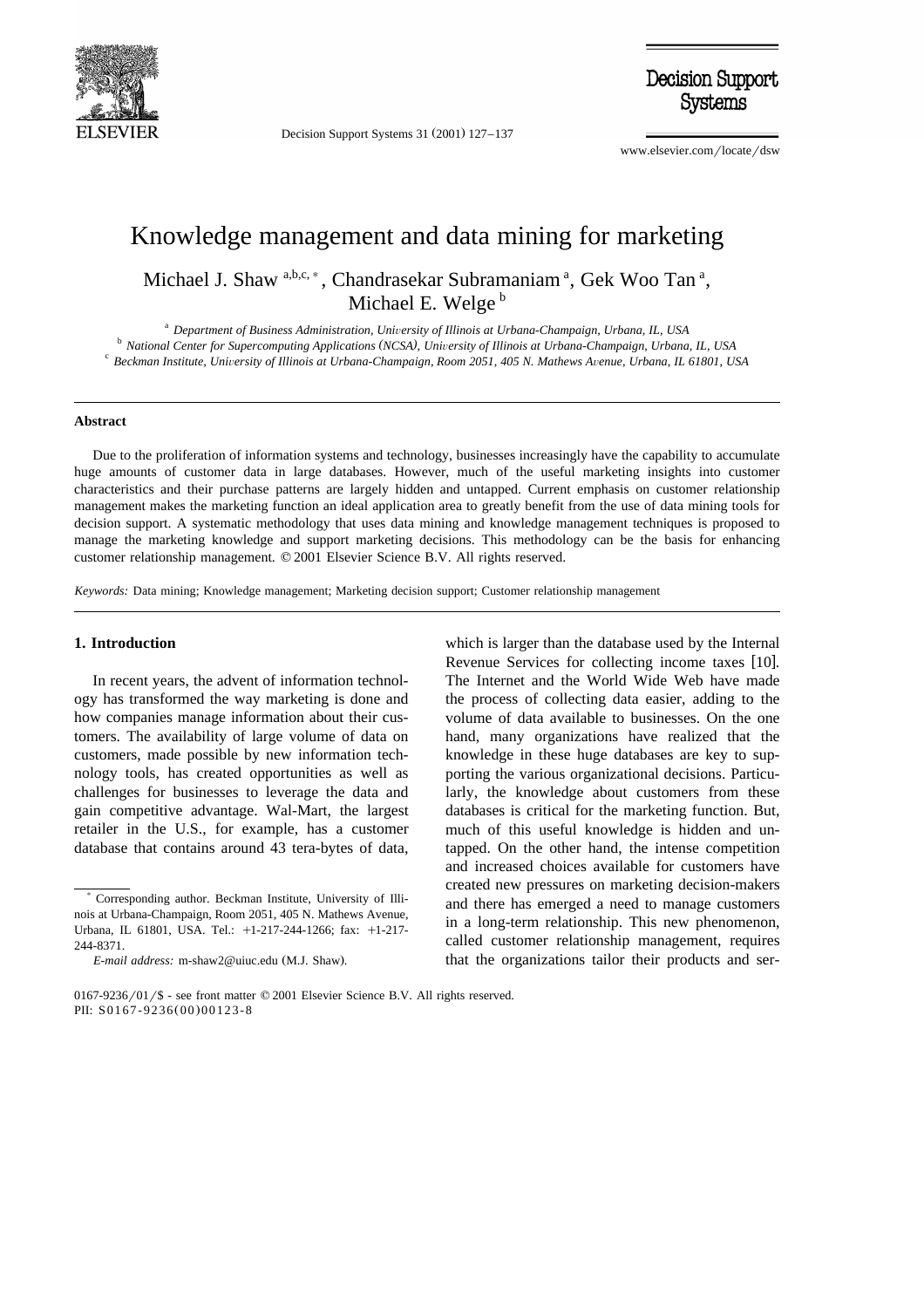# Knowledge management and data mining for marketing

Michael J. Shaw [a,b,c,*], Chandrasekar Subramaniam [a], Gek Woo Tan [a], Michael E. Welge [b]

[a] *Department of Business Administration, University of Illinois at Urbana-Champaign, Urbana, IL, USA*

[b] *National Center for Supercomputing Applications (NCSA), University of Illinois at Urbana-Champaign, Urbana, IL, USA*

[c] *Beckman Institute, University of Illinois at Urbana-Champaign, Room 2051, 405 N. Mathews Avenue, Urbana, IL 61801, USA*

## Abstract

Due to the proliferation of information systems and technology, businesses increasingly have the capability to accumulate huge amounts of customer data in large databases. However, much of the useful marketing insights into customer characteristics and their purchase patterns are largely hidden and untapped. Current emphasis on customer relationship management makes the marketing function an ideal application area to greatly benefit from the use of data mining tools for decision support. A systematic methodology that uses data mining and knowledge management techniques is proposed to manage the marketing knowledge and support marketing decisions. This methodology can be the basis for enhancing customer relationship management. © 2001 Elsevier Science B.V. All rights reserved.

*Keywords:* Data mining; Knowledge management; Marketing decision support; Customer relationship management

## 1. Introduction

In recent years, the advent of information technology has transformed the way marketing is done and how companies manage information about their customers. The availability of large volume of data on customers, made possible by new information technology tools, has created opportunities as well as challenges for businesses to leverage the data and gain competitive advantage. Wal-Mart, the largest retailer in the U.S., for example, has a customer database that contains around 43 tera-bytes of data, which is larger than the database used by the Internal Revenue Services for collecting income taxes [10]. The Internet and the World Wide Web have made the process of collecting data easier, adding to the volume of data available to businesses. On the one hand, many organizations have realized that the knowledge in these huge databases are key to supporting the various organizational decisions. Particularly, the knowledge about customers from these databases is critical for the marketing function. But, much of this useful knowledge is hidden and untapped. On the other hand, the intense competition and increased choices available for customers have created new pressures on marketing decision-makers and there has emerged a need to manage customers in a long-term relationship. This new phenomenon, called customer relationship management, requires that the organizations tailor their products and ser-

\* Corresponding author. Beckman Institute, University of Illinois at Urbana-Champaign, Room 2051, 405 N. Mathews Avenue, Urbana, IL 61801, USA. Tel.: +1-217-244-1266; fax: +1-217-244-8371.

*E-mail address:* m-shaw2@uiuc.edu (M.J. Shaw).

0167-9236/01/$ - see front matter © 2001 Elsevier Science B.V. All rights reserved.
PII: S0167-9236(00)00123-8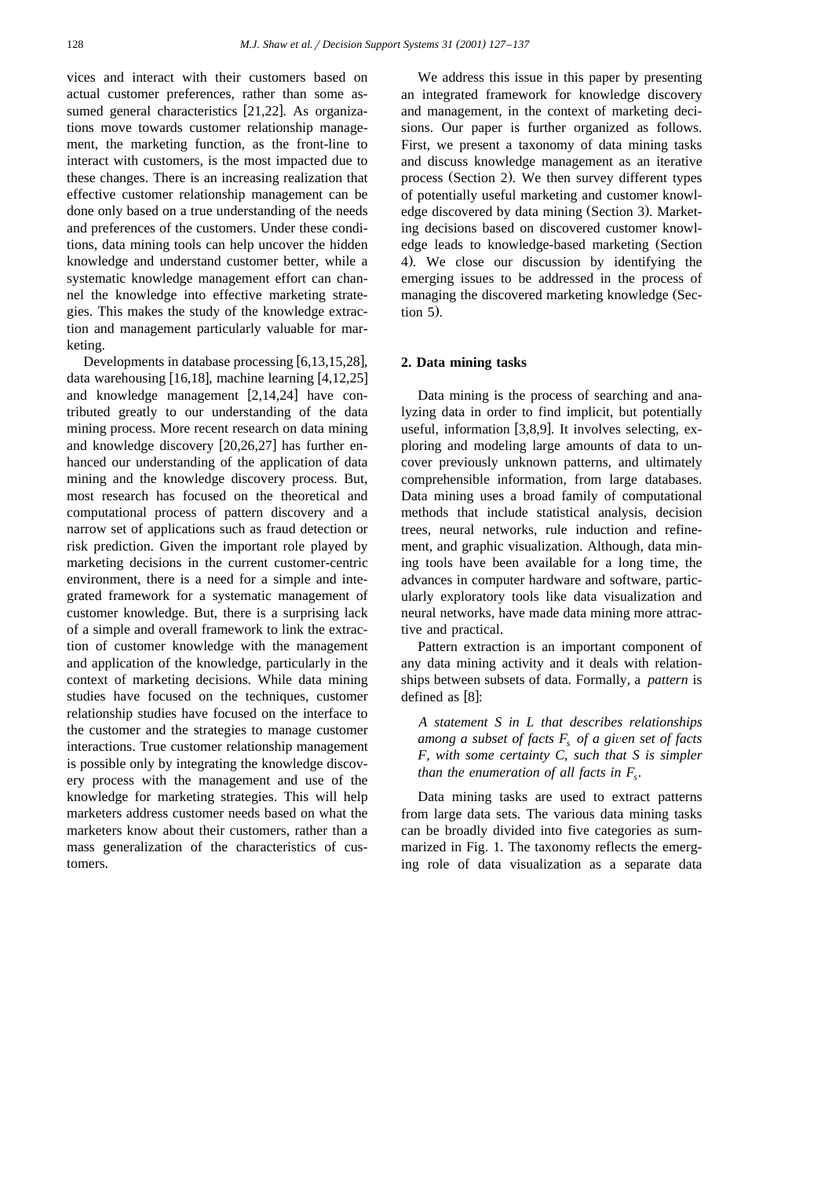vices and interact with their customers based on actual customer preferences, rather than some assumed general characteristics [21,22]. As organizations move towards customer relationship management, the marketing function, as the front-line to interact with customers, is the most impacted due to these changes. There is an increasing realization that effective customer relationship management can be done only based on a true understanding of the needs and preferences of the customers. Under these conditions, data mining tools can help uncover the hidden knowledge and understand customer better, while a systematic knowledge management effort can channel the knowledge into effective marketing strategies. This makes the study of the knowledge extraction and management particularly valuable for marketing.

Developments in database processing [6,13,15,28], data warehousing [16,18], machine learning [4,12,25] and knowledge management [2,14,24] have contributed greatly to our understanding of the data mining process. More recent research on data mining and knowledge discovery [20,26,27] has further enhanced our understanding of the application of data mining and the knowledge discovery process. But, most research has focused on the theoretical and computational process of pattern discovery and a narrow set of applications such as fraud detection or risk prediction. Given the important role played by marketing decisions in the current customer-centric environment, there is a need for a simple and integrated framework for a systematic management of customer knowledge. But, there is a surprising lack of a simple and overall framework to link the extraction of customer knowledge with the management and application of the knowledge, particularly in the context of marketing decisions. While data mining studies have focused on the techniques, customer relationship studies have focused on the interface to the customer and the strategies to manage customer interactions. True customer relationship management is possible only by integrating the knowledge discovery process with the management and use of the knowledge for marketing strategies. This will help marketers address customer needs based on what the marketers know about their customers, rather than a mass generalization of the characteristics of customers.

We address this issue in this paper by presenting an integrated framework for knowledge discovery and management, in the context of marketing decisions. Our paper is further organized as follows. First, we present a taxonomy of data mining tasks and discuss knowledge management as an iterative process (Section 2). We then survey different types of potentially useful marketing and customer knowledge discovered by data mining (Section 3). Marketing decisions based on discovered customer knowledge leads to knowledge-based marketing (Section 4). We close our discussion by identifying the emerging issues to be addressed in the process of managing the discovered marketing knowledge (Section 5).

## 2. Data mining tasks

Data mining is the process of searching and analyzing data in order to find implicit, but potentially useful, information [3,8,9]. It involves selecting, exploring and modeling large amounts of data to uncover previously unknown patterns, and ultimately comprehensible information, from large databases. Data mining uses a broad family of computational methods that include statistical analysis, decision trees, neural networks, rule induction and refinement, and graphic visualization. Although, data mining tools have been available for a long time, the advances in computer hardware and software, particularly exploratory tools like data visualization and neural networks, have made data mining more attractive and practical.

Pattern extraction is an important component of any data mining activity and it deals with relationships between subsets of data. Formally, a *pattern* is defined as [8]:

> *A statement S in L that describes relationships among a subset of facts $F_s$ of a given set of facts F, with some certainty C, such that S is simpler than the enumeration of all facts in $F_s$.*

Data mining tasks are used to extract patterns from large data sets. The various data mining tasks can be broadly divided into five categories as summarized in Fig. 1. The taxonomy reflects the emerging role of data visualization as a separate data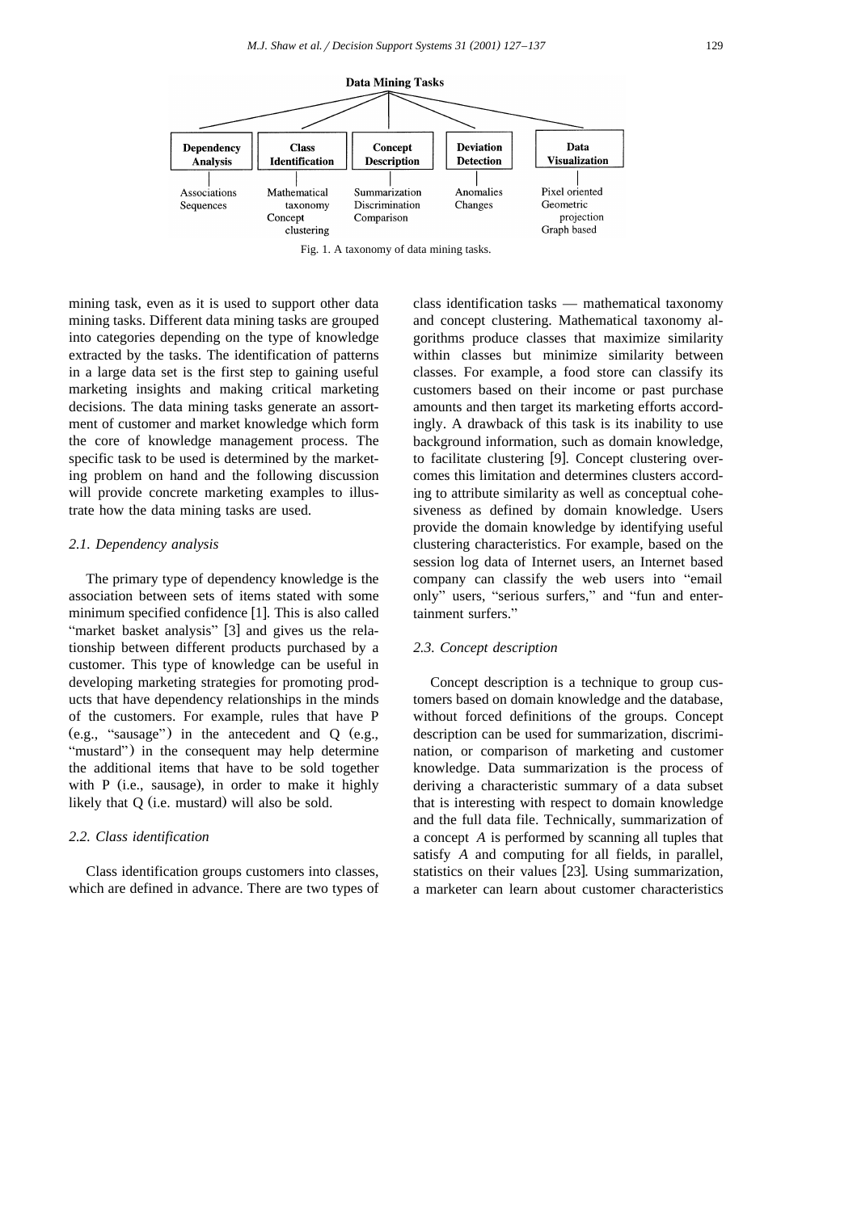Data Mining Tasks

Dependency Analysis
Associations
Sequences

Class Identification
Mathematical taxonomy
Concept clustering

Concept Description
Summarization
Discrimination
Comparison

Deviation Detection
Anomalies
Changes

Data Visualization
Pixel oriented
Geometric projection
Graph based

Fig. 1. A taxonomy of data mining tasks.

mining task, even as it is used to support other data mining tasks. Different data mining tasks are grouped into categories depending on the type of knowledge extracted by the tasks. The identification of patterns in a large data set is the first step to gaining useful marketing insights and making critical marketing decisions. The data mining tasks generate an assortment of customer and market knowledge which form the core of knowledge management process. The specific task to be used is determined by the marketing problem on hand and the following discussion will provide concrete marketing examples to illustrate how the data mining tasks are used.

### 2.1. Dependency analysis

The primary type of dependency knowledge is the association between sets of items stated with some minimum specified confidence [1]. This is also called "market basket analysis" [3] and gives us the relationship between different products purchased by a customer. This type of knowledge can be useful in developing marketing strategies for promoting products that have dependency relationships in the minds of the customers. For example, rules that have P (e.g., "sausage") in the antecedent and Q (e.g., "mustard") in the consequent may help determine the additional items that have to be sold together with P (i.e., sausage), in order to make it highly likely that Q (i.e. mustard) will also be sold.

### 2.2. Class identification

Class identification groups customers into classes, which are defined in advance. There are two types of class identification tasks — mathematical taxonomy and concept clustering. Mathematical taxonomy algorithms produce classes that maximize similarity within classes but minimize similarity between classes. For example, a food store can classify its customers based on their income or past purchase amounts and then target its marketing efforts accordingly. A drawback of this task is its inability to use background information, such as domain knowledge, to facilitate clustering [9]. Concept clustering overcomes this limitation and determines clusters according to attribute similarity as well as conceptual cohesiveness as defined by domain knowledge. Users provide the domain knowledge by identifying useful clustering characteristics. For example, based on the session log data of Internet users, an Internet based company can classify the web users into "email only" users, "serious surfers," and "fun and entertainment surfers."

### 2.3. Concept description

Concept description is a technique to group customers based on domain knowledge and the database, without forced definitions of the groups. Concept description can be used for summarization, discrimination, or comparison of marketing and customer knowledge. Data summarization is the process of deriving a characteristic summary of a data subset that is interesting with respect to domain knowledge and the full data file. Technically, summarization of a concept $A$ is performed by scanning all tuples that satisfy $A$ and computing for all fields, in parallel, statistics on their values [23]. Using summarization, a marketer can learn about customer characteristics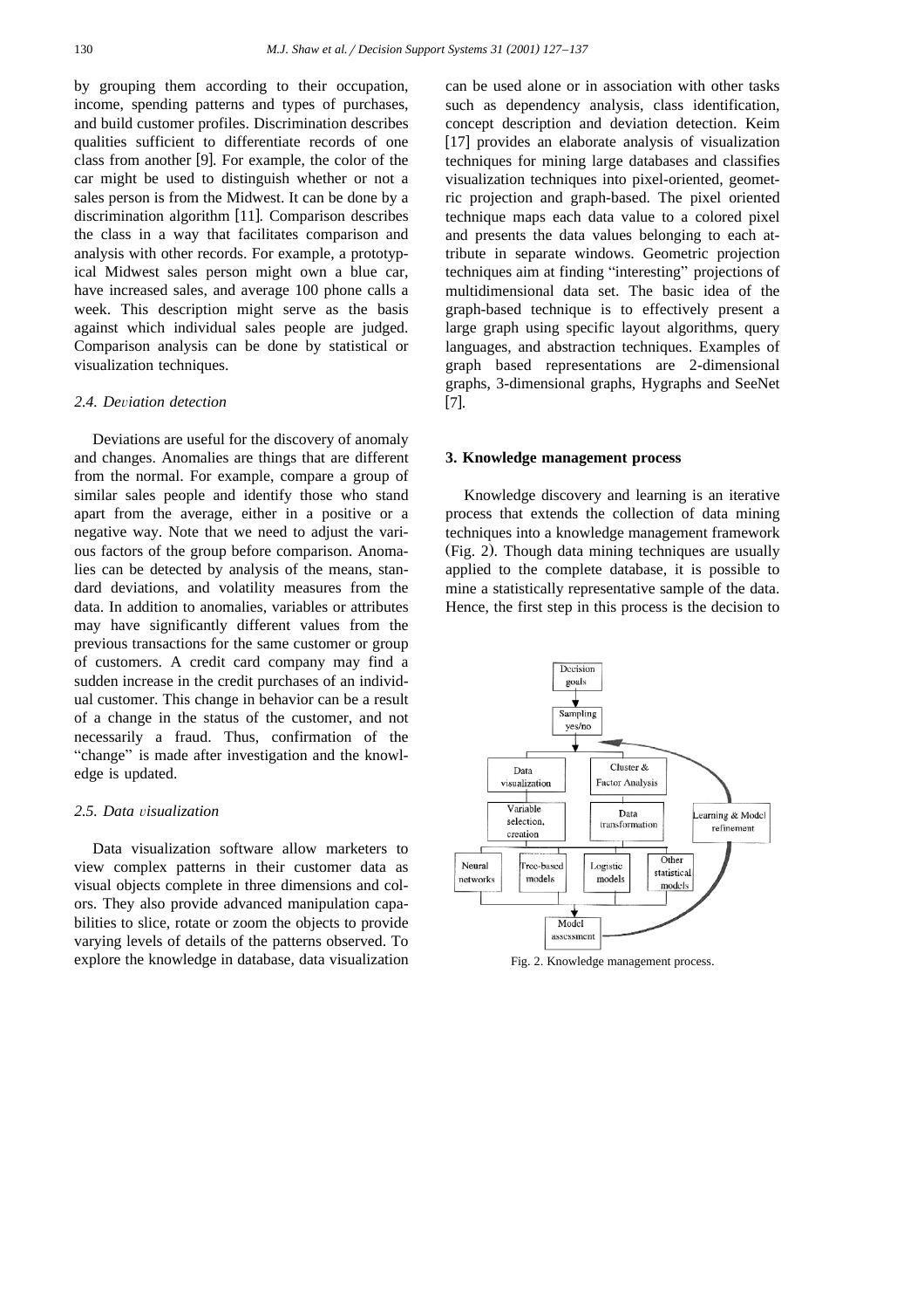by grouping them according to their occupation, income, spending patterns and types of purchases, and build customer profiles. Discrimination describes qualities sufficient to differentiate records of one class from another [9]. For example, the color of the car might be used to distinguish whether or not a sales person is from the Midwest. It can be done by a discrimination algorithm [11]. Comparison describes the class in a way that facilitates comparison and analysis with other records. For example, a prototypical Midwest sales person might own a blue car, have increased sales, and average 100 phone calls a week. This description might serve as the basis against which individual sales people are judged. Comparison analysis can be done by statistical or visualization techniques.

### 2.4. Deviation detection

Deviations are useful for the discovery of anomaly and changes. Anomalies are things that are different from the normal. For example, compare a group of similar sales people and identify those who stand apart from the average, either in a positive or a negative way. Note that we need to adjust the various factors of the group before comparison. Anomalies can be detected by analysis of the means, standard deviations, and volatility measures from the data. In addition to anomalies, variables or attributes may have significantly different values from the previous transactions for the same customer or group of customers. A credit card company may find a sudden increase in the credit purchases of an individual customer. This change in behavior can be a result of a change in the status of the customer, and not necessarily a fraud. Thus, confirmation of the "change" is made after investigation and the knowledge is updated.

### 2.5. Data visualization

Data visualization software allow marketers to view complex patterns in their customer data as visual objects complete in three dimensions and colors. They also provide advanced manipulation capabilities to slice, rotate or zoom the objects to provide varying levels of details of the patterns observed. To explore the knowledge in database, data visualization can be used alone or in association with other tasks such as dependency analysis, class identification, concept description and deviation detection. Keim [17] provides an elaborate analysis of visualization techniques for mining large databases and classifies visualization techniques into pixel-oriented, geometric projection and graph-based. The pixel oriented technique maps each data value to a colored pixel and presents the data values belonging to each attribute in separate windows. Geometric projection techniques aim at finding "interesting" projections of multidimensional data set. The basic idea of the graph-based technique is to effectively present a large graph using specific layout algorithms, query languages, and abstraction techniques. Examples of graph based representations are 2-dimensional graphs, 3-dimensional graphs, Hygraphs and SeeNet [7].

## 3. Knowledge management process

Knowledge discovery and learning is an iterative process that extends the collection of data mining techniques into a knowledge management framework (Fig. 2). Though data mining techniques are usually applied to the complete database, it is possible to mine a statistically representative sample of the data. Hence, the first step in this process is the decision to

Decision goals

Sampling yes/no

Data visualization

Cluster & Factor Analysis

Variable selection, creation

Data transformation

Learning & Model refinement

Neural networks

Tree-based models

Logistic models

Other statistical models

Model assessment

Fig. 2. Knowledge management process.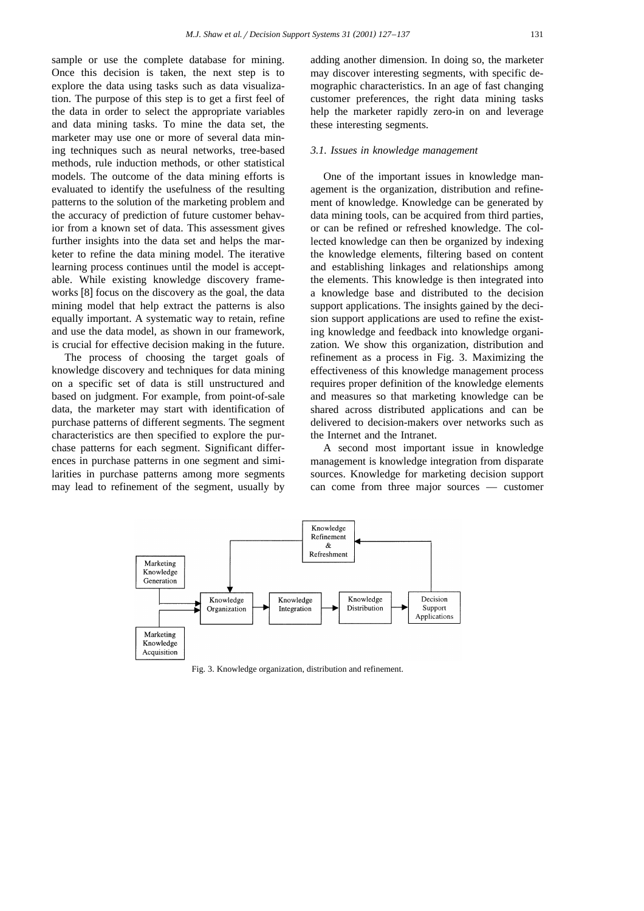sample or use the complete database for mining. Once this decision is taken, the next step is to explore the data using tasks such as data visualization. The purpose of this step is to get a first feel of the data in order to select the appropriate variables and data mining tasks. To mine the data set, the marketer may use one or more of several data mining techniques such as neural networks, tree-based methods, rule induction methods, or other statistical models. The outcome of the data mining efforts is evaluated to identify the usefulness of the resulting patterns to the solution of the marketing problem and the accuracy of prediction of future customer behavior from a known set of data. This assessment gives further insights into the data set and helps the marketer to refine the data mining model. The iterative learning process continues until the model is acceptable. While existing knowledge discovery frameworks [8] focus on the discovery as the goal, the data mining model that help extract the patterns is also equally important. A systematic way to retain, refine and use the data model, as shown in our framework, is crucial for effective decision making in the future.

The process of choosing the target goals of knowledge discovery and techniques for data mining on a specific set of data is still unstructured and based on judgment. For example, from point-of-sale data, the marketer may start with identification of purchase patterns of different segments. The segment characteristics are then specified to explore the purchase patterns for each segment. Significant differences in purchase patterns in one segment and similarities in purchase patterns among more segments may lead to refinement of the segment, usually by adding another dimension. In doing so, the marketer may discover interesting segments, with specific demographic characteristics. In an age of fast changing customer preferences, the right data mining tasks help the marketer rapidly zero-in on and leverage these interesting segments.

### 3.1. Issues in knowledge management

One of the important issues in knowledge management is the organization, distribution and refinement of knowledge. Knowledge can be generated by data mining tools, can be acquired from third parties, or can be refined or refreshed knowledge. The collected knowledge can then be organized by indexing the knowledge elements, filtering based on content and establishing linkages and relationships among the elements. This knowledge is then integrated into a knowledge base and distributed to the decision support applications. The insights gained by the decision support applications are used to refine the existing knowledge and feedback into knowledge organization. We show this organization, distribution and refinement as a process in Fig. 3. Maximizing the effectiveness of this knowledge management process requires proper definition of the knowledge elements and measures so that marketing knowledge can be shared across distributed applications and can be delivered to decision-makers over networks such as the Internet and the Intranet.

A second most important issue in knowledge management is knowledge integration from disparate sources. Knowledge for marketing decision support can come from three major sources — customer

Knowledge Refinement & Refreshment

Marketing Knowledge Generation

Knowledge Organization

Knowledge Integration

Knowledge Distribution

Decision Support Applications

Marketing Knowledge Acquisition

Fig. 3. Knowledge organization, distribution and refinement.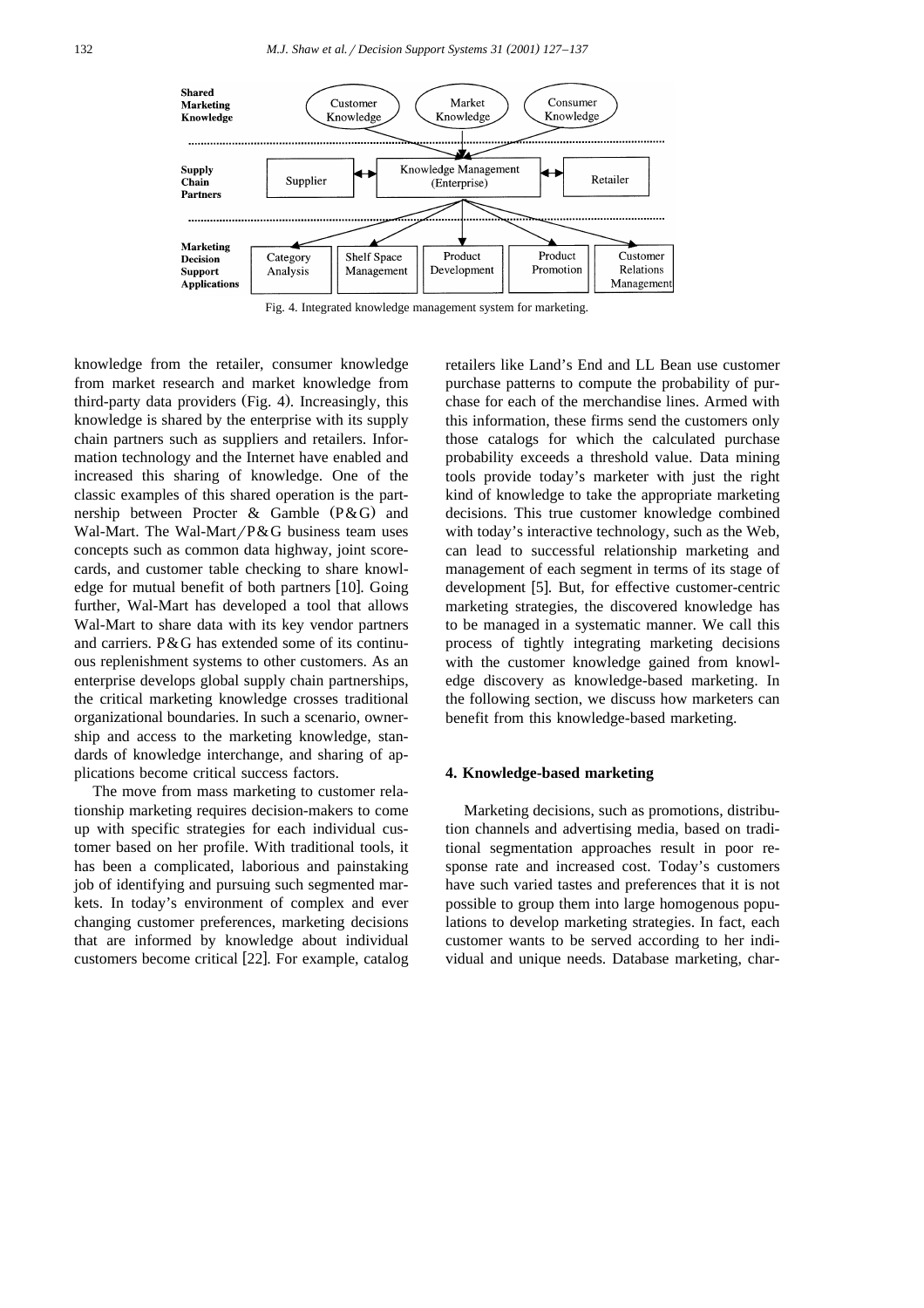Shared Marketing Knowledge

Customer Knowledge

Market Knowledge

Consumer Knowledge

Supply Chain Partners

Supplier

Knowledge Management (Enterprise)

Retailer

Marketing Decision Support Applications

Category Analysis

Shelf Space Management

Product Development

Product Promotion

Customer Relations Management

Fig. 4. Integrated knowledge management system for marketing.

knowledge from the retailer, consumer knowledge from market research and market knowledge from third-party data providers (Fig. 4). Increasingly, this knowledge is shared by the enterprise with its supply chain partners such as suppliers and retailers. Information technology and the Internet have enabled and increased this sharing of knowledge. One of the classic examples of this shared operation is the partnership between Procter & Gamble (P&G) and Wal-Mart. The Wal-Mart/P&G business team uses concepts such as common data highway, joint scorecards, and customer table checking to share knowledge for mutual benefit of both partners [10]. Going further, Wal-Mart has developed a tool that allows Wal-Mart to share data with its key vendor partners and carriers. P&G has extended some of its continuous replenishment systems to other customers. As an enterprise develops global supply chain partnerships, the critical marketing knowledge crosses traditional organizational boundaries. In such a scenario, ownership and access to the marketing knowledge, standards of knowledge interchange, and sharing of applications become critical success factors.

The move from mass marketing to customer relationship marketing requires decision-makers to come up with specific strategies for each individual customer based on her profile. With traditional tools, it has been a complicated, laborious and painstaking job of identifying and pursuing such segmented markets. In today's environment of complex and ever changing customer preferences, marketing decisions that are informed by knowledge about individual customers become critical [22]. For example, catalog retailers like Land's End and LL Bean use customer purchase patterns to compute the probability of purchase for each of the merchandise lines. Armed with this information, these firms send the customers only those catalogs for which the calculated purchase probability exceeds a threshold value. Data mining tools provide today's marketer with just the right kind of knowledge to take the appropriate marketing decisions. This true customer knowledge combined with today's interactive technology, such as the Web, can lead to successful relationship marketing and management of each segment in terms of its stage of development [5]. But, for effective customer-centric marketing strategies, the discovered knowledge has to be managed in a systematic manner. We call this process of tightly integrating marketing decisions with the customer knowledge gained from knowledge discovery as knowledge-based marketing. In the following section, we discuss how marketers can benefit from this knowledge-based marketing.

## 4. Knowledge-based marketing

Marketing decisions, such as promotions, distribution channels and advertising media, based on traditional segmentation approaches result in poor response rate and increased cost. Today's customers have such varied tastes and preferences that it is not possible to group them into large homogenous populations to develop marketing strategies. In fact, each customer wants to be served according to her individual and unique needs. Database marketing, char-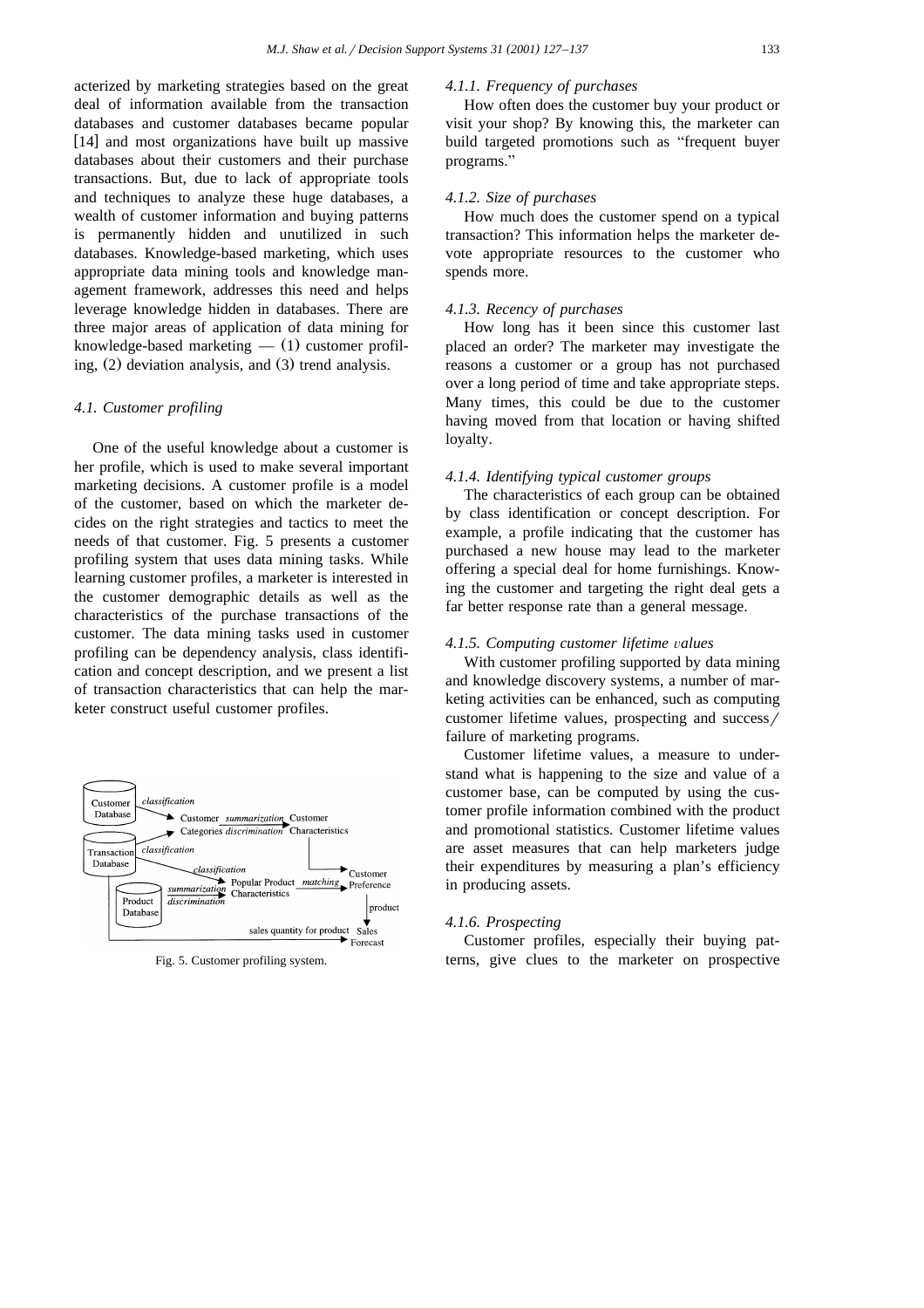acterized by marketing strategies based on the great deal of information available from the transaction databases and customer databases became popular [14] and most organizations have built up massive databases about their customers and their purchase transactions. But, due to lack of appropriate tools and techniques to analyze these huge databases, a wealth of customer information and buying patterns is permanently hidden and unutilized in such databases. Knowledge-based marketing, which uses appropriate data mining tools and knowledge management framework, addresses this need and helps leverage knowledge hidden in databases. There are three major areas of application of data mining for knowledge-based marketing — (1) customer profiling, (2) deviation analysis, and (3) trend analysis.

### *4.1. Customer profiling*

One of the useful knowledge about a customer is her profile, which is used to make several important marketing decisions. A customer profile is a model of the customer, based on which the marketer decides on the right strategies and tactics to meet the needs of that customer. Fig. 5 presents a customer profiling system that uses data mining tasks. While learning customer profiles, a marketer is interested in the customer demographic details as well as the characteristics of the purchase transactions of the customer. The data mining tasks used in customer profiling can be dependency analysis, class identification and concept description, and we present a list of transaction characteristics that can help the marketer construct useful customer profiles.

Customer Database
classification
Customer Categories
summarization
discrimination
Customer Characteristics
Transaction Database
classification
classification
Popular Product Characteristics
summarization
discrimination
matching
Customer Preference
Product Database
product
sales quantity for product
Sales Forecast

Fig. 5. Customer profiling system.

#### *4.1.1. Frequency of purchases*

How often does the customer buy your product or visit your shop? By knowing this, the marketer can build targeted promotions such as "frequent buyer programs."

#### *4.1.2. Size of purchases*

How much does the customer spend on a typical transaction? This information helps the marketer devote appropriate resources to the customer who spends more.

#### *4.1.3. Recency of purchases*

How long has it been since this customer last placed an order? The marketer may investigate the reasons a customer or a group has not purchased over a long period of time and take appropriate steps. Many times, this could be due to the customer having moved from that location or having shifted loyalty.

#### *4.1.4. Identifying typical customer groups*

The characteristics of each group can be obtained by class identification or concept description. For example, a profile indicating that the customer has purchased a new house may lead to the marketer offering a special deal for home furnishings. Knowing the customer and targeting the right deal gets a far better response rate than a general message.

#### *4.1.5. Computing customer lifetime values*

With customer profiling supported by data mining and knowledge discovery systems, a number of marketing activities can be enhanced, such as computing customer lifetime values, prospecting and success/failure of marketing programs.

Customer lifetime values, a measure to understand what is happening to the size and value of a customer base, can be computed by using the customer profile information combined with the product and promotional statistics. Customer lifetime values are asset measures that can help marketers judge their expenditures by measuring a plan's efficiency in producing assets.

#### *4.1.6. Prospecting*

Customer profiles, especially their buying patterns, give clues to the marketer on prospective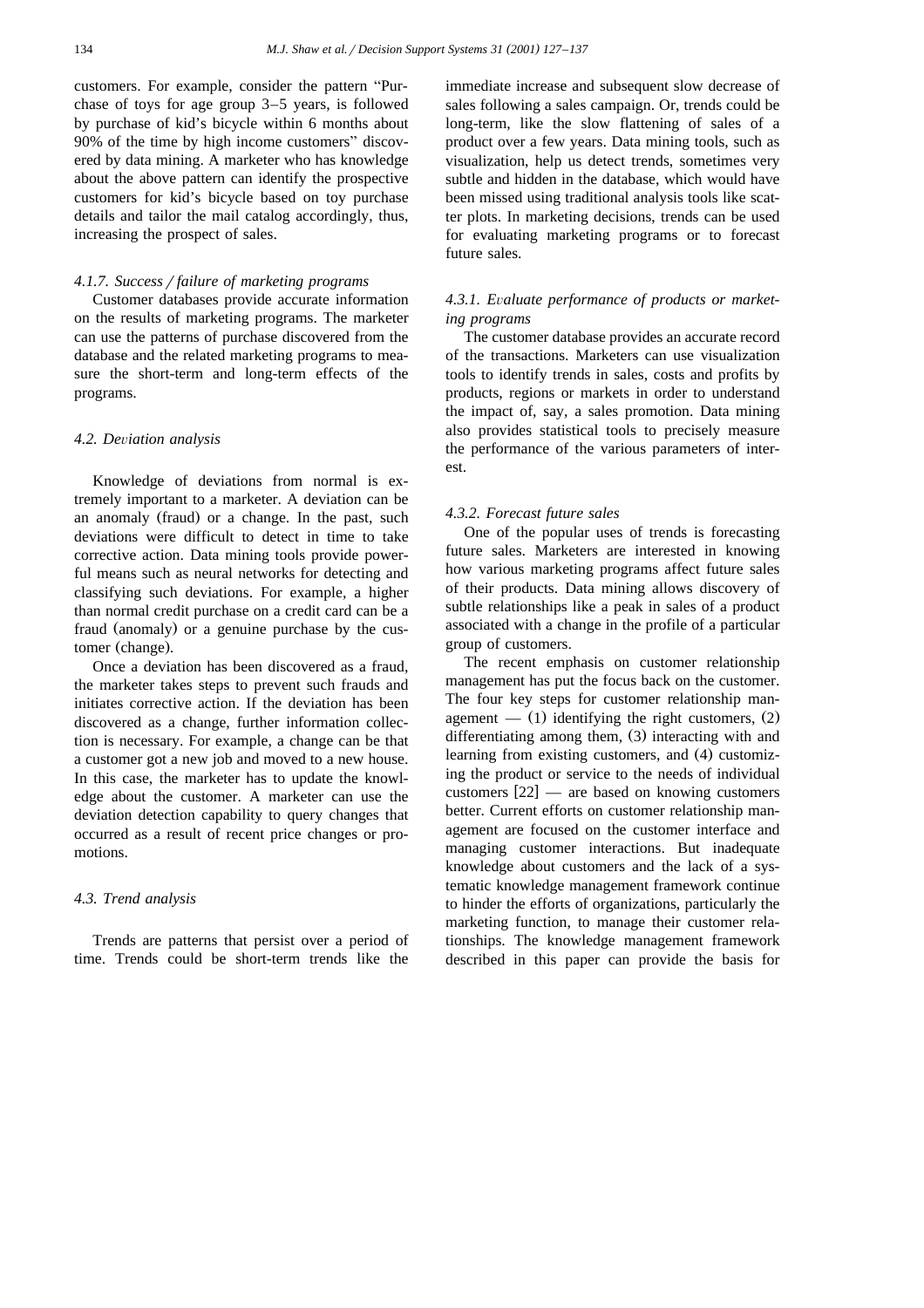customers. For example, consider the pattern "Purchase of toys for age group 3–5 years, is followed by purchase of kid's bicycle within 6 months about 90% of the time by high income customers" discovered by data mining. A marketer who has knowledge about the above pattern can identify the prospective customers for kid's bicycle based on toy purchase details and tailor the mail catalog accordingly, thus, increasing the prospect of sales.

#### *4.1.7. Success / failure of marketing programs*

Customer databases provide accurate information on the results of marketing programs. The marketer can use the patterns of purchase discovered from the database and the related marketing programs to measure the short-term and long-term effects of the programs.

### *4.2. Deviation analysis*

Knowledge of deviations from normal is extremely important to a marketer. A deviation can be an anomaly (fraud) or a change. In the past, such deviations were difficult to detect in time to take corrective action. Data mining tools provide powerful means such as neural networks for detecting and classifying such deviations. For example, a higher than normal credit purchase on a credit card can be a fraud (anomaly) or a genuine purchase by the customer (change).

Once a deviation has been discovered as a fraud, the marketer takes steps to prevent such frauds and initiates corrective action. If the deviation has been discovered as a change, further information collection is necessary. For example, a change can be that a customer got a new job and moved to a new house. In this case, the marketer has to update the knowledge about the customer. A marketer can use the deviation detection capability to query changes that occurred as a result of recent price changes or promotions.

### *4.3. Trend analysis*

Trends are patterns that persist over a period of time. Trends could be short-term trends like the immediate increase and subsequent slow decrease of sales following a sales campaign. Or, trends could be long-term, like the slow flattening of sales of a product over a few years. Data mining tools, such as visualization, help us detect trends, sometimes very subtle and hidden in the database, which would have been missed using traditional analysis tools like scatter plots. In marketing decisions, trends can be used for evaluating marketing programs or to forecast future sales.

#### *4.3.1. Evaluate performance of products or marketing programs*

The customer database provides an accurate record of the transactions. Marketers can use visualization tools to identify trends in sales, costs and profits by products, regions or markets in order to understand the impact of, say, a sales promotion. Data mining also provides statistical tools to precisely measure the performance of the various parameters of interest.

#### *4.3.2. Forecast future sales*

One of the popular uses of trends is forecasting future sales. Marketers are interested in knowing how various marketing programs affect future sales of their products. Data mining allows discovery of subtle relationships like a peak in sales of a product associated with a change in the profile of a particular group of customers.

The recent emphasis on customer relationship management has put the focus back on the customer. The four key steps for customer relationship management — (1) identifying the right customers, (2) differentiating among them, (3) interacting with and learning from existing customers, and (4) customizing the product or service to the needs of individual customers [22] — are based on knowing customers better. Current efforts on customer relationship management are focused on the customer interface and managing customer interactions. But inadequate knowledge about customers and the lack of a systematic knowledge management framework continue to hinder the efforts of organizations, particularly the marketing function, to manage their customer relationships. The knowledge management framework described in this paper can provide the basis for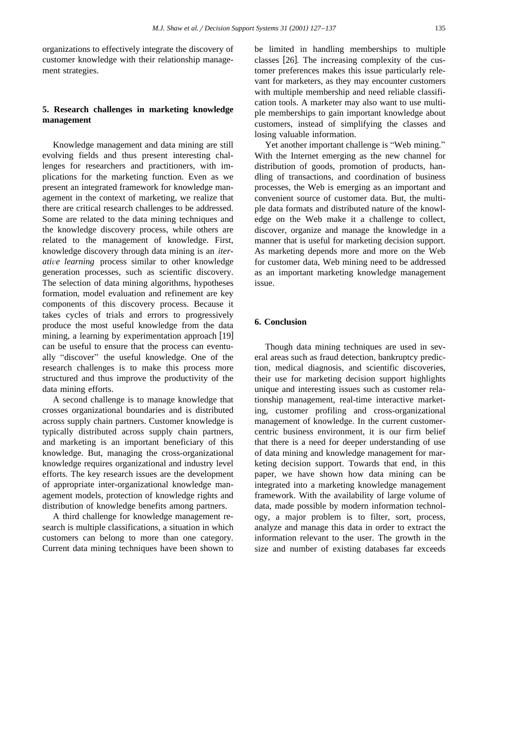organizations to effectively integrate the discovery of customer knowledge with their relationship management strategies.

## 5. Research challenges in marketing knowledge management

Knowledge management and data mining are still evolving fields and thus present interesting challenges for researchers and practitioners, with implications for the marketing function. Even as we present an integrated framework for knowledge management in the context of marketing, we realize that there are critical research challenges to be addressed. Some are related to the data mining techniques and the knowledge discovery process, while others are related to the management of knowledge. First, knowledge discovery through data mining is an *iterative learning* process similar to other knowledge generation processes, such as scientific discovery. The selection of data mining algorithms, hypotheses formation, model evaluation and refinement are key components of this discovery process. Because it takes cycles of trials and errors to progressively produce the most useful knowledge from the data mining, a learning by experimentation approach [19] can be useful to ensure that the process can eventually "discover" the useful knowledge. One of the research challenges is to make this process more structured and thus improve the productivity of the data mining efforts.

A second challenge is to manage knowledge that crosses organizational boundaries and is distributed across supply chain partners. Customer knowledge is typically distributed across supply chain partners, and marketing is an important beneficiary of this knowledge. But, managing the cross-organizational knowledge requires organizational and industry level efforts. The key research issues are the development of appropriate inter-organizational knowledge management models, protection of knowledge rights and distribution of knowledge benefits among partners.

A third challenge for knowledge management research is multiple classifications, a situation in which customers can belong to more than one category. Current data mining techniques have been shown to be limited in handling memberships to multiple classes [26]. The increasing complexity of the customer preferences makes this issue particularly relevant for marketers, as they may encounter customers with multiple membership and need reliable classification tools. A marketer may also want to use multiple memberships to gain important knowledge about customers, instead of simplifying the classes and losing valuable information.

Yet another important challenge is "Web mining." With the Internet emerging as the new channel for distribution of goods, promotion of products, handling of transactions, and coordination of business processes, the Web is emerging as an important and convenient source of customer data. But, the multiple data formats and distributed nature of the knowledge on the Web make it a challenge to collect, discover, organize and manage the knowledge in a manner that is useful for marketing decision support. As marketing depends more and more on the Web for customer data, Web mining need to be addressed as an important marketing knowledge management issue.

## 6. Conclusion

Though data mining techniques are used in several areas such as fraud detection, bankruptcy prediction, medical diagnosis, and scientific discoveries, their use for marketing decision support highlights unique and interesting issues such as customer relationship management, real-time interactive marketing, customer profiling and cross-organizational management of knowledge. In the current customer-centric business environment, it is our firm belief that there is a need for deeper understanding of use of data mining and knowledge management for marketing decision support. Towards that end, in this paper, we have shown how data mining can be integrated into a marketing knowledge management framework. With the availability of large volume of data, made possible by modern information technology, a major problem is to filter, sort, process, analyze and manage this data in order to extract the information relevant to the user. The growth in the size and number of existing databases far exceeds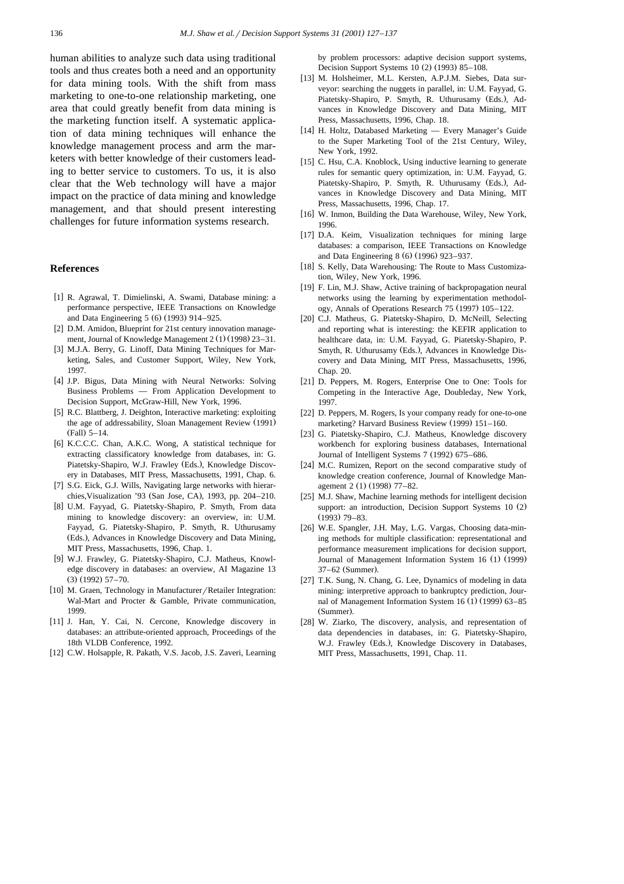human abilities to analyze such data using traditional tools and thus creates both a need and an opportunity for data mining tools. With the shift from mass marketing to one-to-one relationship marketing, one area that could greatly benefit from data mining is the marketing function itself. A systematic application of data mining techniques will enhance the knowledge management process and arm the marketers with better knowledge of their customers leading to better service to customers. To us, it is also clear that the Web technology will have a major impact on the practice of data mining and knowledge management, and that should present interesting challenges for future information systems research.

## References

[1] R. Agrawal, T. Dimielinski, A. Swami, Database mining: a performance perspective, IEEE Transactions on Knowledge and Data Engineering 5 (6) (1993) 914–925.

[2] D.M. Amidon, Blueprint for 21st century innovation management, Journal of Knowledge Management 2 (1) (1998) 23–31.

[3] M.J.A. Berry, G. Linoff, Data Mining Techniques for Marketing, Sales, and Customer Support, Wiley, New York, 1997.

[4] J.P. Bigus, Data Mining with Neural Networks: Solving Business Problems — From Application Development to Decision Support, McGraw-Hill, New York, 1996.

[5] R.C. Blattberg, J. Deighton, Interactive marketing: exploiting the age of addressability, Sloan Management Review (1991) (Fall) 5–14.

[6] K.C.C.C. Chan, A.K.C. Wong, A statistical technique for extracting classificatory knowledge from databases, in: G. Piatetsky-Shapiro, W.J. Frawley (Eds.), Knowledge Discovery in Databases, MIT Press, Massachusetts, 1991, Chap. 6.

[7] S.G. Eick, G.J. Wills, Navigating large networks with hierarchies,Visualization '93 (San Jose, CA), 1993, pp. 204–210.

[8] U.M. Fayyad, G. Piatetsky-Shapiro, P. Smyth, From data mining to knowledge discovery: an overview, in: U.M. Fayyad, G. Piatetsky-Shapiro, P. Smyth, R. Uthurusamy (Eds.), Advances in Knowledge Discovery and Data Mining, MIT Press, Massachusetts, 1996, Chap. 1.

[9] W.J. Frawley, G. Piatetsky-Shapiro, C.J. Matheus, Knowledge discovery in databases: an overview, AI Magazine 13 (3) (1992) 57–70.

[10] M. Graen, Technology in Manufacturer/Retailer Integration: Wal-Mart and Procter & Gamble, Private communication, 1999.

[11] J. Han, Y. Cai, N. Cercone, Knowledge discovery in databases: an attribute-oriented approach, Proceedings of the 18th VLDB Conference, 1992.

[12] C.W. Holsapple, R. Pakath, V.S. Jacob, J.S. Zaveri, Learning by problem processors: adaptive decision support systems, Decision Support Systems 10 (2) (1993) 85–108.

[13] M. Holsheimer, M.L. Kersten, A.P.J.M. Siebes, Data surveyor: searching the nuggets in parallel, in: U.M. Fayyad, G. Piatetsky-Shapiro, P. Smyth, R. Uthurusamy (Eds.), Advances in Knowledge Discovery and Data Mining, MIT Press, Massachusetts, 1996, Chap. 18.

[14] H. Holtz, Databased Marketing — Every Manager's Guide to the Super Marketing Tool of the 21st Century, Wiley, New York, 1992.

[15] C. Hsu, C.A. Knoblock, Using inductive learning to generate rules for semantic query optimization, in: U.M. Fayyad, G. Piatetsky-Shapiro, P. Smyth, R. Uthurusamy (Eds.), Advances in Knowledge Discovery and Data Mining, MIT Press, Massachusetts, 1996, Chap. 17.

[16] W. Inmon, Building the Data Warehouse, Wiley, New York, 1996.

[17] D.A. Keim, Visualization techniques for mining large databases: a comparison, IEEE Transactions on Knowledge and Data Engineering 8 (6) (1996) 923–937.

[18] S. Kelly, Data Warehousing: The Route to Mass Customization, Wiley, New York, 1996.

[19] F. Lin, M.J. Shaw, Active training of backpropagation neural networks using the learning by experimentation methodology, Annals of Operations Research 75 (1997) 105–122.

[20] C.J. Matheus, G. Piatetsky-Shapiro, D. McNeill, Selecting and reporting what is interesting: the KEFIR application to healthcare data, in: U.M. Fayyad, G. Piatetsky-Shapiro, P. Smyth, R. Uthurusamy (Eds.), Advances in Knowledge Discovery and Data Mining, MIT Press, Massachusetts, 1996, Chap. 20.

[21] D. Peppers, M. Rogers, Enterprise One to One: Tools for Competing in the Interactive Age, Doubleday, New York, 1997.

[22] D. Peppers, M. Rogers, Is your company ready for one-to-one marketing? Harvard Business Review (1999) 151–160.

[23] G. Piatetsky-Shapiro, C.J. Matheus, Knowledge discovery workbench for exploring business databases, International Journal of Intelligent Systems 7 (1992) 675–686.

[24] M.C. Rumizen, Report on the second comparative study of knowledge creation conference, Journal of Knowledge Management 2 (1) (1998) 77–82.

[25] M.J. Shaw, Machine learning methods for intelligent decision support: an introduction, Decision Support Systems 10 (2) (1993) 79–83.

[26] W.E. Spangler, J.H. May, L.G. Vargas, Choosing data-mining methods for multiple classification: representational and performance measurement implications for decision support, Journal of Management Information System 16 (1) (1999) 37–62 (Summer).

[27] T.K. Sung, N. Chang, G. Lee, Dynamics of modeling in data mining: interpretive approach to bankruptcy prediction, Journal of Management Information System 16 (1) (1999) 63–85 (Summer).

[28] W. Ziarko, The discovery, analysis, and representation of data dependencies in databases, in: G. Piatetsky-Shapiro, W.J. Frawley (Eds.), Knowledge Discovery in Databases, MIT Press, Massachusetts, 1991, Chap. 11.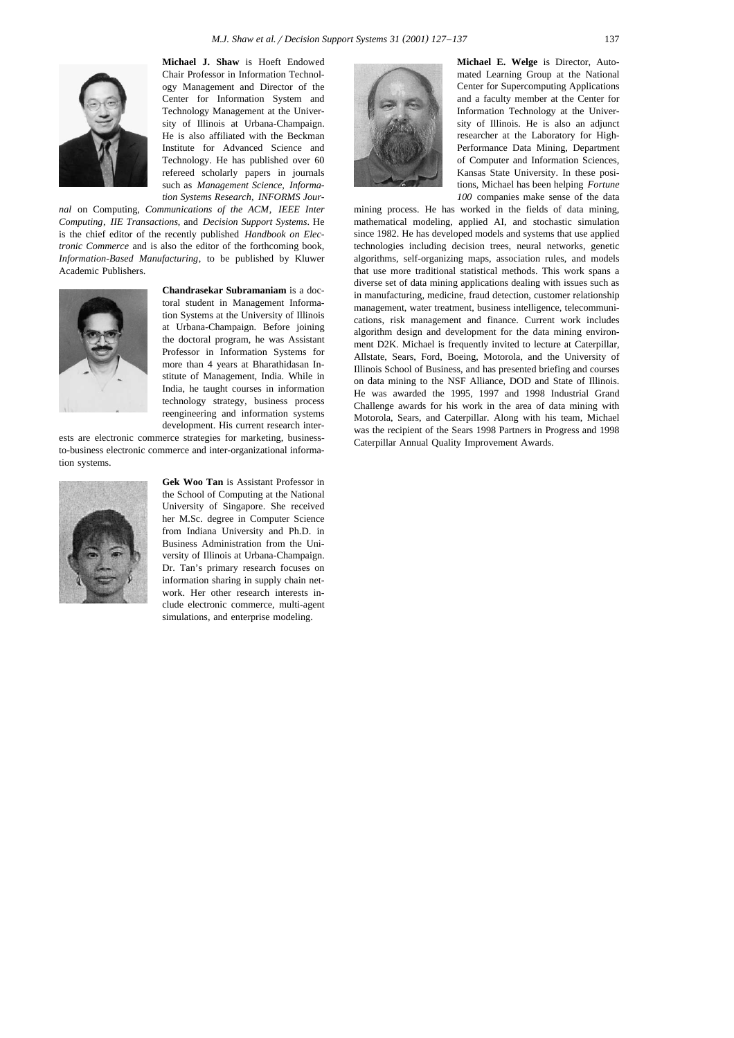**Michael J. Shaw** is Hoeft Endowed Chair Professor in Information Technology Management and Director of the Center for Information System and Technology Management at the University of Illinois at Urbana-Champaign. He is also affiliated with the Beckman Institute for Advanced Science and Technology. He has published over 60 refereed scholarly papers in journals such as *Management Science*, *Information Systems Research*, *INFORMS Journal* on Computing, *Communications of the ACM*, *IEEE Inter Computing*, *IIE Transactions*, and *Decision Support Systems*. He is the chief editor of the recently published *Handbook on Electronic Commerce* and is also the editor of the forthcoming book, *Information-Based Manufacturing*, to be published by Kluwer Academic Publishers.

**Chandrasekar Subramaniam** is a doctoral student in Management Information Systems at the University of Illinois at Urbana-Champaign. Before joining the doctoral program, he was Assistant Professor in Information Systems for more than 4 years at Bharathidasan Institute of Management, India. While in India, he taught courses in information technology strategy, business process reengineering and information systems development. His current research interests are electronic commerce strategies for marketing, business-to-business electronic commerce and inter-organizational information systems.

**Gek Woo Tan** is Assistant Professor in the School of Computing at the National University of Singapore. She received her M.Sc. degree in Computer Science from Indiana University and Ph.D. in Business Administration from the University of Illinois at Urbana-Champaign. Dr. Tan's primary research focuses on information sharing in supply chain network. Her other research interests include electronic commerce, multi-agent simulations, and enterprise modeling.

**Michael E. Welge** is Director, Automated Learning Group at the National Center for Supercomputing Applications and a faculty member at the Center for Information Technology at the University of Illinois. He is also an adjunct researcher at the Laboratory for High-Performance Data Mining, Department of Computer and Information Sciences, Kansas State University. In these positions, Michael has been helping *Fortune 100* companies make sense of the data mining process. He has worked in the fields of data mining, mathematical modeling, applied AI, and stochastic simulation since 1982. He has developed models and systems that use applied technologies including decision trees, neural networks, genetic algorithms, self-organizing maps, association rules, and models that use more traditional statistical methods. This work spans a diverse set of data mining applications dealing with issues such as in manufacturing, medicine, fraud detection, customer relationship management, water treatment, business intelligence, telecommunications, risk management and finance. Current work includes algorithm design and development for the data mining environment D2K. Michael is frequently invited to lecture at Caterpillar, Allstate, Sears, Ford, Boeing, Motorola, and the University of Illinois School of Business, and has presented briefing and courses on data mining to the NSF Alliance, DOD and State of Illinois. He was awarded the 1995, 1997 and 1998 Industrial Grand Challenge awards for his work in the area of data mining with Motorola, Sears, and Caterpillar. Along with his team, Michael was the recipient of the Sears 1998 Partners in Progress and 1998 Caterpillar Annual Quality Improvement Awards.